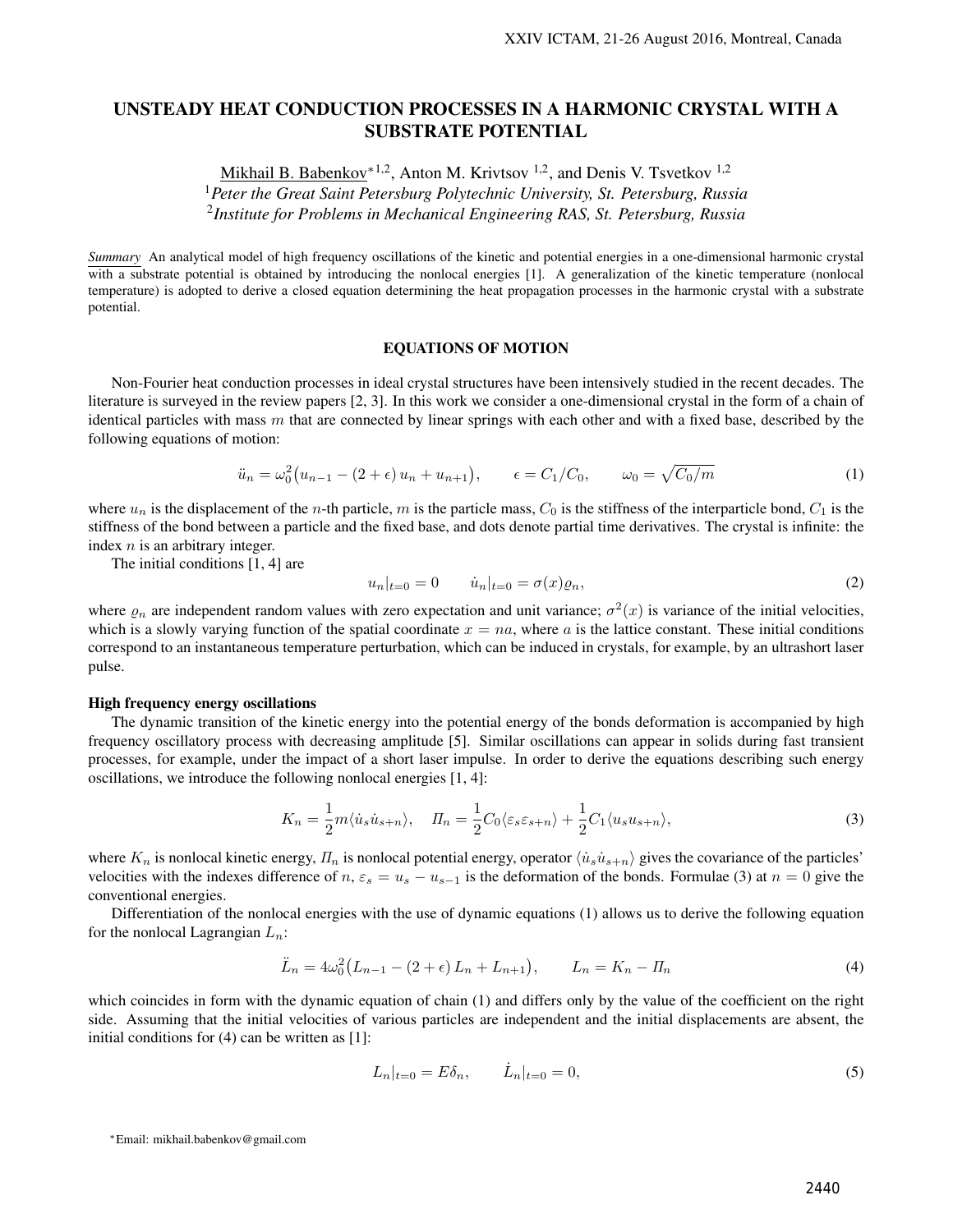# UNSTEADY HEAT CONDUCTION PROCESSES IN A HARMONIC CRYSTAL WITH A SUBSTRATE POTENTIAL

Mikhail B. Babenkov*[1,2], Anton M. Krivtsov [1,2], and Denis V. Tsvetkov [1,2]

[1]*Peter the Great Saint Petersburg Polytechnic University, St. Petersburg, Russia*

[2]*Institute for Problems in Mechanical Engineering RAS, St. Petersburg, Russia*

***Summary*** An analytical model of high frequency oscillations of the kinetic and potential energies in a one-dimensional harmonic crystal with a substrate potential is obtained by introducing the nonlocal energies [1]. A generalization of the kinetic temperature (nonlocal temperature) is adopted to derive a closed equation determining the heat propagation processes in the harmonic crystal with a substrate potential.

## EQUATIONS OF MOTION

Non-Fourier heat conduction processes in ideal crystal structures have been intensively studied in the recent decades. The literature is surveyed in the review papers [2, 3]. In this work we consider a one-dimensional crystal in the form of a chain of identical particles with mass $m$ that are connected by linear springs with each other and with a fixed base, described by the following equations of motion:

$$\ddot{u}_n = \omega_0^2 \big(u_{n-1} - (2+\epsilon)\, u_n + u_{n+1}\big), \qquad \epsilon = C_1/C_0, \qquad \omega_0 = \sqrt{C_0/m} \tag{1}$$

where $u_n$ is the displacement of the $n$-th particle, $m$ is the particle mass, $C_0$ is the stiffness of the interparticle bond, $C_1$ is the stiffness of the bond between a particle and the fixed base, and dots denote partial time derivatives. The crystal is infinite: the index $n$ is an arbitrary integer.

The initial conditions [1, 4] are

$$u_n|_{t=0} = 0 \qquad \dot{u}_n|_{t=0} = \sigma(x)\varrho_n, \tag{2}$$

where $\varrho_n$ are independent random values with zero expectation and unit variance; $\sigma^2(x)$ is variance of the initial velocities, which is a slowly varying function of the spatial coordinate $x = na$, where $a$ is the lattice constant. These initial conditions correspond to an instantaneous temperature perturbation, which can be induced in crystals, for example, by an ultrashort laser pulse.

### High frequency energy oscillations

The dynamic transition of the kinetic energy into the potential energy of the bonds deformation is accompanied by high frequency oscillatory process with decreasing amplitude [5]. Similar oscillations can appear in solids during fast transient processes, for example, under the impact of a short laser impulse. In order to derive the equations describing such energy oscillations, we introduce the following nonlocal energies [1, 4]:

$$K_n = \frac{1}{2} m \langle \dot{u}_s \dot{u}_{s+n} \rangle, \quad \mathit{\Pi}_n = \frac{1}{2} C_0 \langle \varepsilon_s \varepsilon_{s+n} \rangle + \frac{1}{2} C_1 \langle u_s u_{s+n} \rangle, \tag{3}$$

where $K_n$ is nonlocal kinetic energy, $\mathit{\Pi}_n$ is nonlocal potential energy, operator $\langle \dot{u}_s \dot{u}_{s+n} \rangle$ gives the covariance of the particles' velocities with the indexes difference of $n$, $\varepsilon_s = u_s - u_{s-1}$ is the deformation of the bonds. Formulae (3) at $n = 0$ give the conventional energies.

Differentiation of the nonlocal energies with the use of dynamic equations (1) allows us to derive the following equation for the nonlocal Lagrangian $L_n$:

$$\ddot{L}_n = 4\omega_0^2 \big(L_{n-1} - (2+\epsilon)\, L_n + L_{n+1}\big), \qquad L_n = K_n - \mathit{\Pi}_n \tag{4}$$

which coincides in form with the dynamic equation of chain (1) and differs only by the value of the coefficient on the right side. Assuming that the initial velocities of various particles are independent and the initial displacements are absent, the initial conditions for (4) can be written as [1]:

$$L_n|_{t=0} = E\delta_n, \qquad \dot{L}_n|_{t=0} = 0, \tag{5}$$

*Email: mikhail.babenkov@gmail.com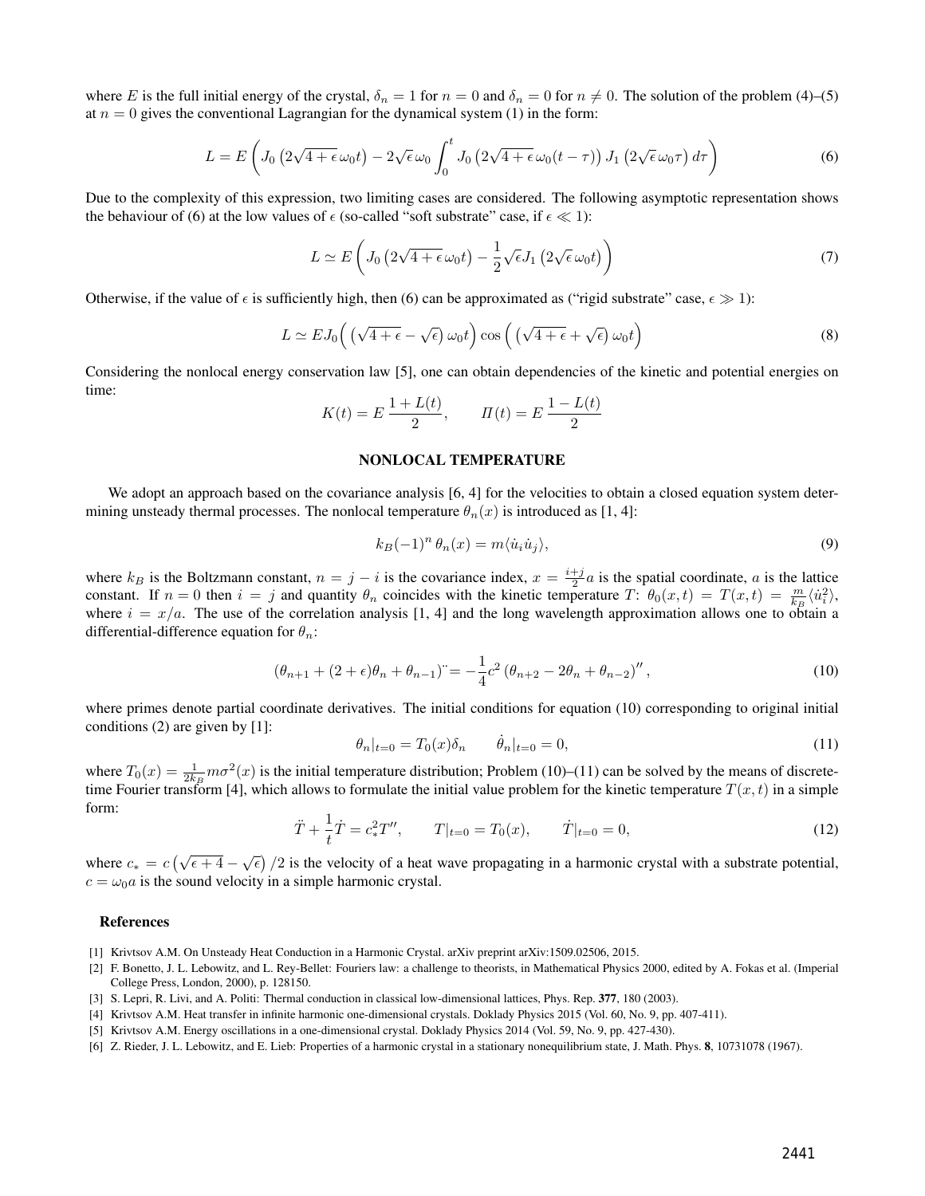where $E$ is the full initial energy of the crystal, $\delta_n = 1$ for $n = 0$ and $\delta_n = 0$ for $n \neq 0$. The solution of the problem (4)–(5) at $n = 0$ gives the conventional Lagrangian for the dynamical system (1) in the form:

$$L = E\left(J_0\left(2\sqrt{4+\epsilon}\,\omega_0 t\right) - 2\sqrt{\epsilon}\,\omega_0 \int_0^t J_0\left(2\sqrt{4+\epsilon}\,\omega_0(t-\tau)\right) J_1\left(2\sqrt{\epsilon}\,\omega_0 \tau\right) d\tau\right) \tag{6}$$

Due to the complexity of this expression, two limiting cases are considered. The following asymptotic representation shows the behaviour of (6) at the low values of $\epsilon$ (so-called "soft substrate" case, if $\epsilon \ll 1$):

$$L \simeq E\left(J_0\left(2\sqrt{4+\epsilon}\,\omega_0 t\right) - \frac{1}{2}\sqrt{\epsilon} J_1\left(2\sqrt{\epsilon}\,\omega_0 t\right)\right) \tag{7}$$

Otherwise, if the value of $\epsilon$ is sufficiently high, then (6) can be approximated as ("rigid substrate" case, $\epsilon \gg 1$):

$$L \simeq E J_0\Big(\left(\sqrt{4+\epsilon} - \sqrt{\epsilon}\right)\omega_0 t\Big) \cos\Big(\left(\sqrt{4+\epsilon} + \sqrt{\epsilon}\right)\omega_0 t\Big) \tag{8}$$

Considering the nonlocal energy conservation law [5], one can obtain dependencies of the kinetic and potential energies on time:

$$K(t) = E\,\frac{1+L(t)}{2}, \qquad \Pi(t) = E\,\frac{1-L(t)}{2}$$

## NONLOCAL TEMPERATURE

We adopt an approach based on the covariance analysis [6, 4] for the velocities to obtain a closed equation system determining unsteady thermal processes. The nonlocal temperature $\theta_n(x)$ is introduced as [1, 4]:

$$k_B(-1)^n\,\theta_n(x) = m\langle \dot{u}_i \dot{u}_j \rangle, \tag{9}$$

where $k_B$ is the Boltzmann constant, $n = j - i$ is the covariance index, $x = \frac{i+j}{2}a$ is the spatial coordinate, $a$ is the lattice constant. If $n = 0$ then $i = j$ and quantity $\theta_n$ coincides with the kinetic temperature $T$: $\theta_0(x,t) = T(x,t) = \frac{m}{k_B}\langle \dot{u}_i^2 \rangle$, where $i = x/a$. The use of the correlation analysis [1, 4] and the long wavelength approximation allows one to obtain a differential-difference equation for $\theta_n$:

$$\left(\theta_{n+1} + (2+\epsilon)\theta_n + \theta_{n-1}\right)^{\cdot\cdot} = -\frac{1}{4}c^2\left(\theta_{n+2} - 2\theta_n + \theta_{n-2}\right)'', \tag{10}$$

where primes denote partial coordinate derivatives. The initial conditions for equation (10) corresponding to original initial conditions (2) are given by [1]:

$$\theta_n|_{t=0} = T_0(x)\delta_n \qquad \dot{\theta}_n|_{t=0} = 0, \tag{11}$$

where $T_0(x) = \frac{1}{2k_B}m\sigma^2(x)$ is the initial temperature distribution; Problem (10)–(11) can be solved by the means of discrete-time Fourier transform [4], which allows to formulate the initial value problem for the kinetic temperature $T(x,t)$ in a simple form:

$$\ddot{T} + \frac{1}{t}\dot{T} = c_*^2 T'', \qquad T|_{t=0} = T_0(x), \qquad \dot{T}|_{t=0} = 0, \tag{12}$$

where $c_* = c\left(\sqrt{\epsilon+4} - \sqrt{\epsilon}\right)/2$ is the velocity of a heat wave propagating in a harmonic crystal with a substrate potential, $c = \omega_0 a$ is the sound velocity in a simple harmonic crystal.

### References

[1] Krivtsov A.M. On Unsteady Heat Conduction in a Harmonic Crystal. arXiv preprint arXiv:1509.02506, 2015.

[2] F. Bonetto, J. L. Lebowitz, and L. Rey-Bellet: Fouriers law: a challenge to theorists, in Mathematical Physics 2000, edited by A. Fokas et al. (Imperial College Press, London, 2000), p. 128150.

[3] S. Lepri, R. Livi, and A. Politi: Thermal conduction in classical low-dimensional lattices, Phys. Rep. **377**, 180 (2003).

[4] Krivtsov A.M. Heat transfer in infinite harmonic one-dimensional crystals. Doklady Physics 2015 (Vol. 60, No. 9, pp. 407-411).

[5] Krivtsov A.M. Energy oscillations in a one-dimensional crystal. Doklady Physics 2014 (Vol. 59, No. 9, pp. 427-430).

[6] Z. Rieder, J. L. Lebowitz, and E. Lieb: Properties of a harmonic crystal in a stationary nonequilibrium state, J. Math. Phys. **8**, 10731078 (1967).